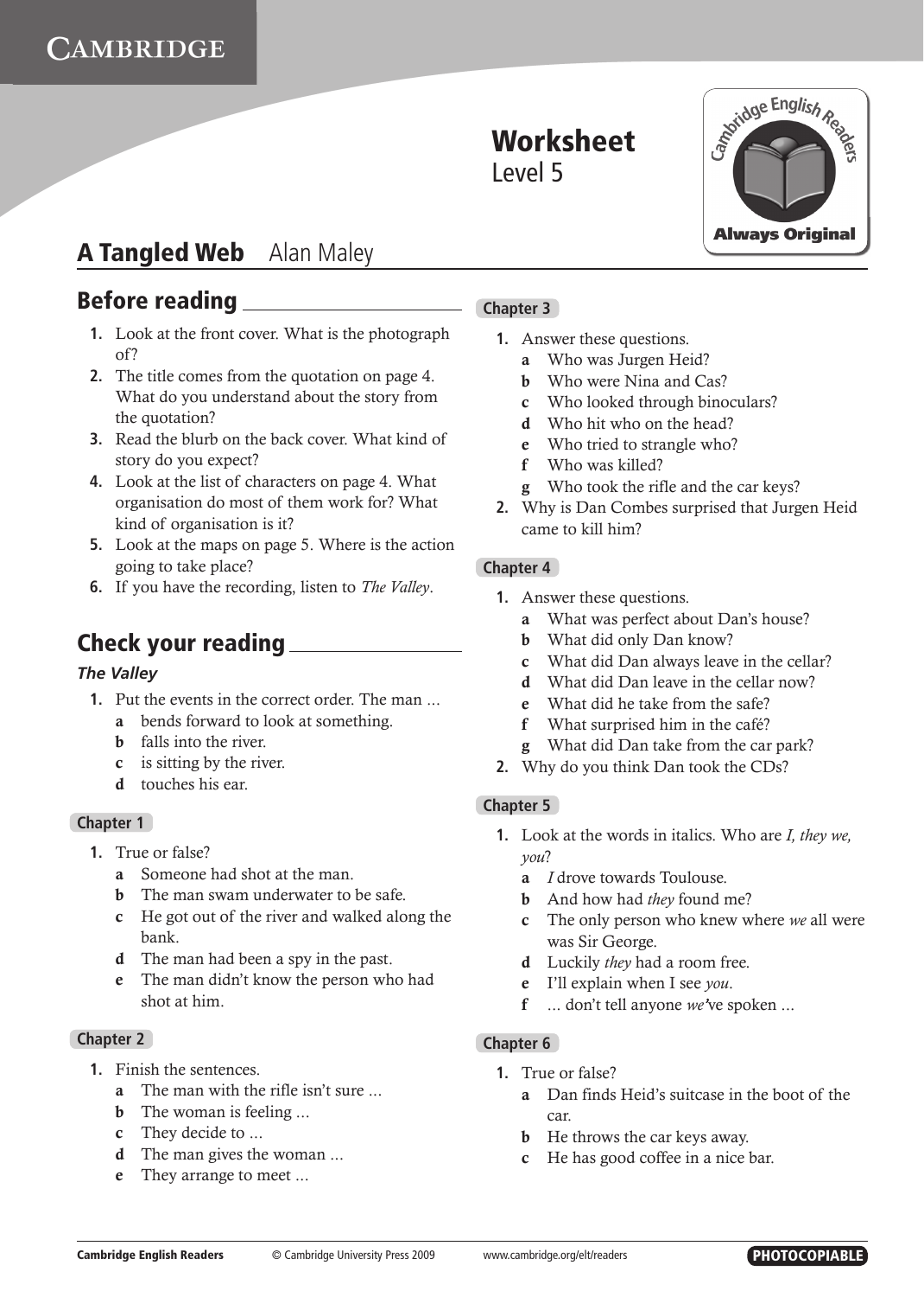# Worksheet
Level 5

## A Tangled Web  Alan Maley

## Before reading

1. Look at the front cover. What is the photograph of?
2. The title comes from the quotation on page 4. What do you understand about the story from the quotation?
3. Read the blurb on the back cover. What kind of story do you expect?
4. Look at the list of characters on page 4. What organisation do most of them work for? What kind of organisation is it?
5. Look at the maps on page 5. Where is the action going to take place?
6. If you have the recording, listen to *The Valley*.

## Check your reading

### *The Valley*

1. Put the events in the correct order. The man ...
   - **a** bends forward to look at something.
   - **b** falls into the river.
   - **c** is sitting by the river.
   - **d** touches his ear.

### Chapter 1

1. True or false?
   - **a** Someone had shot at the man.
   - **b** The man swam underwater to be safe.
   - **c** He got out of the river and walked along the bank.
   - **d** The man had been a spy in the past.
   - **e** The man didn't know the person who had shot at him.

### Chapter 2

1. Finish the sentences.
   - **a** The man with the rifle isn't sure ...
   - **b** The woman is feeling ...
   - **c** They decide to ...
   - **d** The man gives the woman ...
   - **e** They arrange to meet ...

### Chapter 3

1. Answer these questions.
   - **a** Who was Jurgen Heid?
   - **b** Who were Nina and Cas?
   - **c** Who looked through binoculars?
   - **d** Who hit who on the head?
   - **e** Who tried to strangle who?
   - **f** Who was killed?
   - **g** Who took the rifle and the car keys?
2. Why is Dan Combes surprised that Jurgen Heid came to kill him?

### Chapter 4

1. Answer these questions.
   - **a** What was perfect about Dan's house?
   - **b** What did only Dan know?
   - **c** What did Dan always leave in the cellar?
   - **d** What did Dan leave in the cellar now?
   - **e** What did he take from the safe?
   - **f** What surprised him in the café?
   - **g** What did Dan take from the car park?
2. Why do you think Dan took the CDs?

### Chapter 5

1. Look at the words in italics. Who are *I, they we, you*?
   - **a** *I* drove towards Toulouse.
   - **b** And how had *they* found me?
   - **c** The only person who knew where *we* all were was Sir George.
   - **d** Luckily *they* had a room free.
   - **e** I'll explain when I see *you*.
   - **f** ... don't tell anyone *we*'ve spoken ...

### Chapter 6

1. True or false?
   - **a** Dan finds Heid's suitcase in the boot of the car.
   - **b** He throws the car keys away.
   - **c** He has good coffee in a nice bar.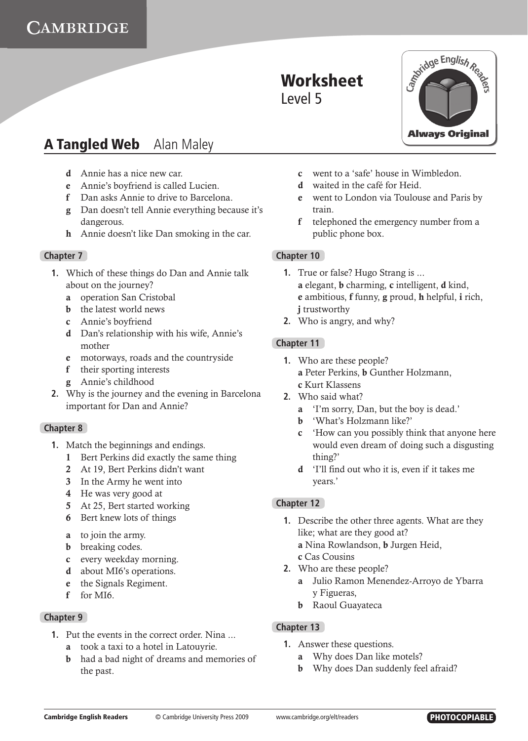# Worksheet
Level 5

## A Tangled Web — Alan Maley

- **d** Annie has a nice new car.
- **e** Annie's boyfriend is called Lucien.
- **f** Dan asks Annie to drive to Barcelona.
- **g** Dan doesn't tell Annie everything because it's dangerous.
- **h** Annie doesn't like Dan smoking in the car.

### Chapter 7

1. Which of these things do Dan and Annie talk about on the journey?
   - **a** operation San Cristobal
   - **b** the latest world news
   - **c** Annie's boyfriend
   - **d** Dan's relationship with his wife, Annie's mother
   - **e** motorways, roads and the countryside
   - **f** their sporting interests
   - **g** Annie's childhood
2. Why is the journey and the evening in Barcelona important for Dan and Annie?

### Chapter 8

1. Match the beginnings and endings.
   - **1** Bert Perkins did exactly the same thing
   - **2** At 19, Bert Perkins didn't want
   - **3** In the Army he went into
   - **4** He was very good at
   - **5** At 25, Bert started working
   - **6** Bert knew lots of things

   - **a** to join the army.
   - **b** breaking codes.
   - **c** every weekday morning.
   - **d** about MI6's operations.
   - **e** the Signals Regiment.
   - **f** for MI6.

### Chapter 9

1. Put the events in the correct order. Nina ...
   - **a** took a taxi to a hotel in Latouyrie.
   - **b** had a bad night of dreams and memories of the past.
   - **c** went to a 'safe' house in Wimbledon.
   - **d** waited in the café for Heid.
   - **e** went to London via Toulouse and Paris by train.
   - **f** telephoned the emergency number from a public phone box.

### Chapter 10

1. True or false? Hugo Strang is ...
   **a** elegant, **b** charming, **c** intelligent, **d** kind, **e** ambitious, **f** funny, **g** proud, **h** helpful, **i** rich, **j** trustworthy
2. Who is angry, and why?

### Chapter 11

1. Who are these people?
   **a** Peter Perkins, **b** Gunther Holzmann, **c** Kurt Klassens
2. Who said what?
   - **a** 'I'm sorry, Dan, but the boy is dead.'
   - **b** 'What's Holzmann like?'
   - **c** 'How can you possibly think that anyone here would even dream of doing such a disgusting thing?'
   - **d** 'I'll find out who it is, even if it takes me years.'

### Chapter 12

1. Describe the other three agents. What are they like; what are they good at?
   **a** Nina Rowlandson, **b** Jurgen Heid, **c** Cas Cousins
2. Who are these people?
   - **a** Julio Ramon Menendez-Arroyo de Ybarra y Figueras,
   - **b** Raoul Guayateca

### Chapter 13

1. Answer these questions.
   - **a** Why does Dan like motels?
   - **b** Why does Dan suddenly feel afraid?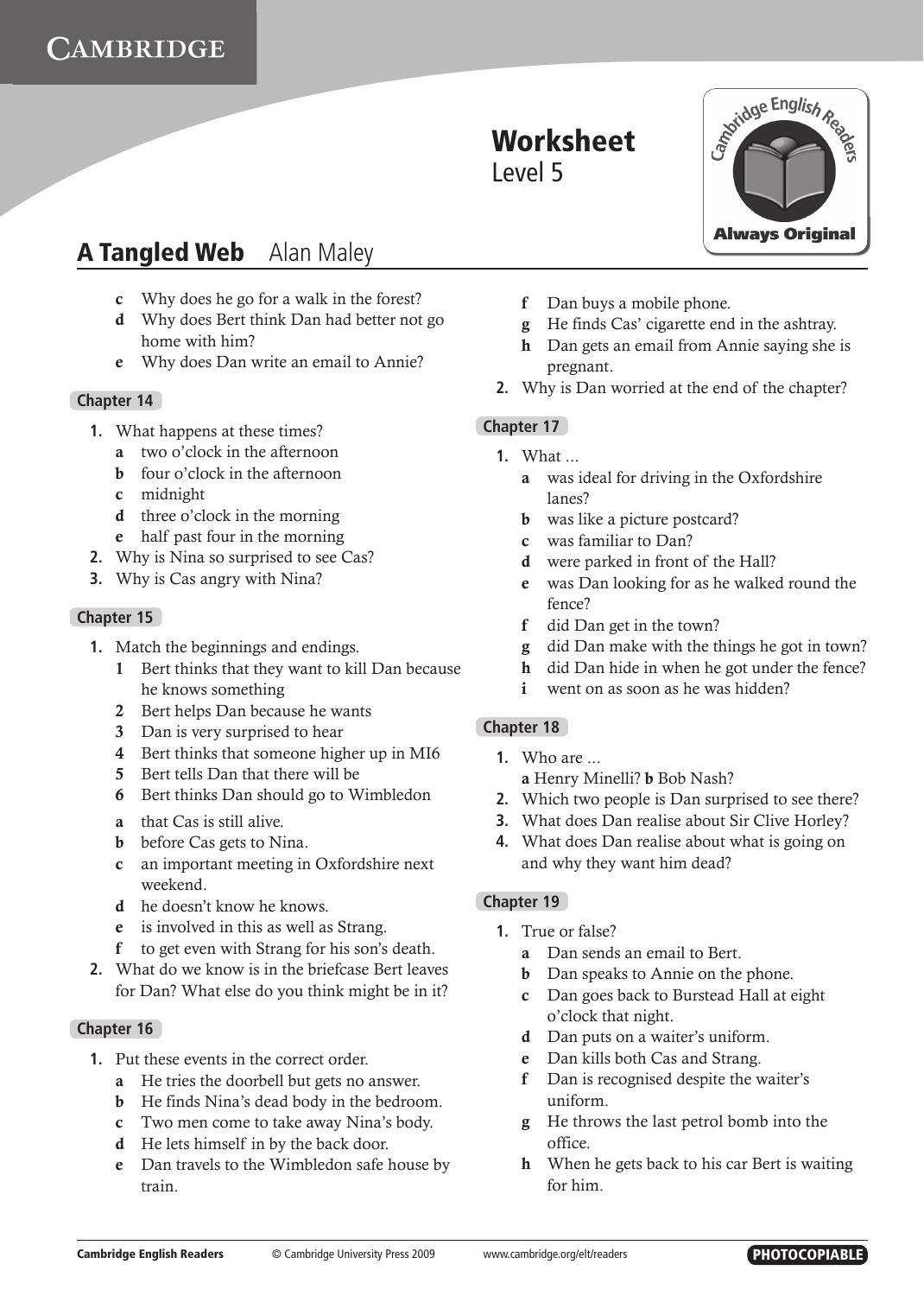# Worksheet
Level 5

## A Tangled Web    Alan Maley

- **c** Why does he go for a walk in the forest?
- **d** Why does Bert think Dan had better not go home with him?
- **e** Why does Dan write an email to Annie?

### Chapter 14

1. What happens at these times?
   - **a** two o'clock in the afternoon
   - **b** four o'clock in the afternoon
   - **c** midnight
   - **d** three o'clock in the morning
   - **e** half past four in the morning
2. Why is Nina so surprised to see Cas?
3. Why is Cas angry with Nina?

### Chapter 15

1. Match the beginnings and endings.
   - **1** Bert thinks that they want to kill Dan because he knows something
   - **2** Bert helps Dan because he wants
   - **3** Dan is very surprised to hear
   - **4** Bert thinks that someone higher up in MI6
   - **5** Bert tells Dan that there will be
   - **6** Bert thinks Dan should go to Wimbledon

   - **a** that Cas is still alive.
   - **b** before Cas gets to Nina.
   - **c** an important meeting in Oxfordshire next weekend.
   - **d** he doesn't know he knows.
   - **e** is involved in this as well as Strang.
   - **f** to get even with Strang for his son's death.
2. What do we know is in the briefcase Bert leaves for Dan? What else do you think might be in it?

### Chapter 16

1. Put these events in the correct order.
   - **a** He tries the doorbell but gets no answer.
   - **b** He finds Nina's dead body in the bedroom.
   - **c** Two men come to take away Nina's body.
   - **d** He lets himself in by the back door.
   - **e** Dan travels to the Wimbledon safe house by train.
   - **f** Dan buys a mobile phone.
   - **g** He finds Cas' cigarette end in the ashtray.
   - **h** Dan gets an email from Annie saying she is pregnant.
2. Why is Dan worried at the end of the chapter?

### Chapter 17

1. What ...
   - **a** was ideal for driving in the Oxfordshire lanes?
   - **b** was like a picture postcard?
   - **c** was familiar to Dan?
   - **d** were parked in front of the Hall?
   - **e** was Dan looking for as he walked round the fence?
   - **f** did Dan get in the town?
   - **g** did Dan make with the things he got in town?
   - **h** did Dan hide in when he got under the fence?
   - **i** went on as soon as he was hidden?

### Chapter 18

1. Who are ...
   **a** Henry Minelli? **b** Bob Nash?
2. Which two people is Dan surprised to see there?
3. What does Dan realise about Sir Clive Horley?
4. What does Dan realise about what is going on and why they want him dead?

### Chapter 19

1. True or false?
   - **a** Dan sends an email to Bert.
   - **b** Dan speaks to Annie on the phone.
   - **c** Dan goes back to Burstead Hall at eight o'clock that night.
   - **d** Dan puts on a waiter's uniform.
   - **e** Dan kills both Cas and Strang.
   - **f** Dan is recognised despite the waiter's uniform.
   - **g** He throws the last petrol bomb into the office.
   - **h** When he gets back to his car Bert is waiting for him.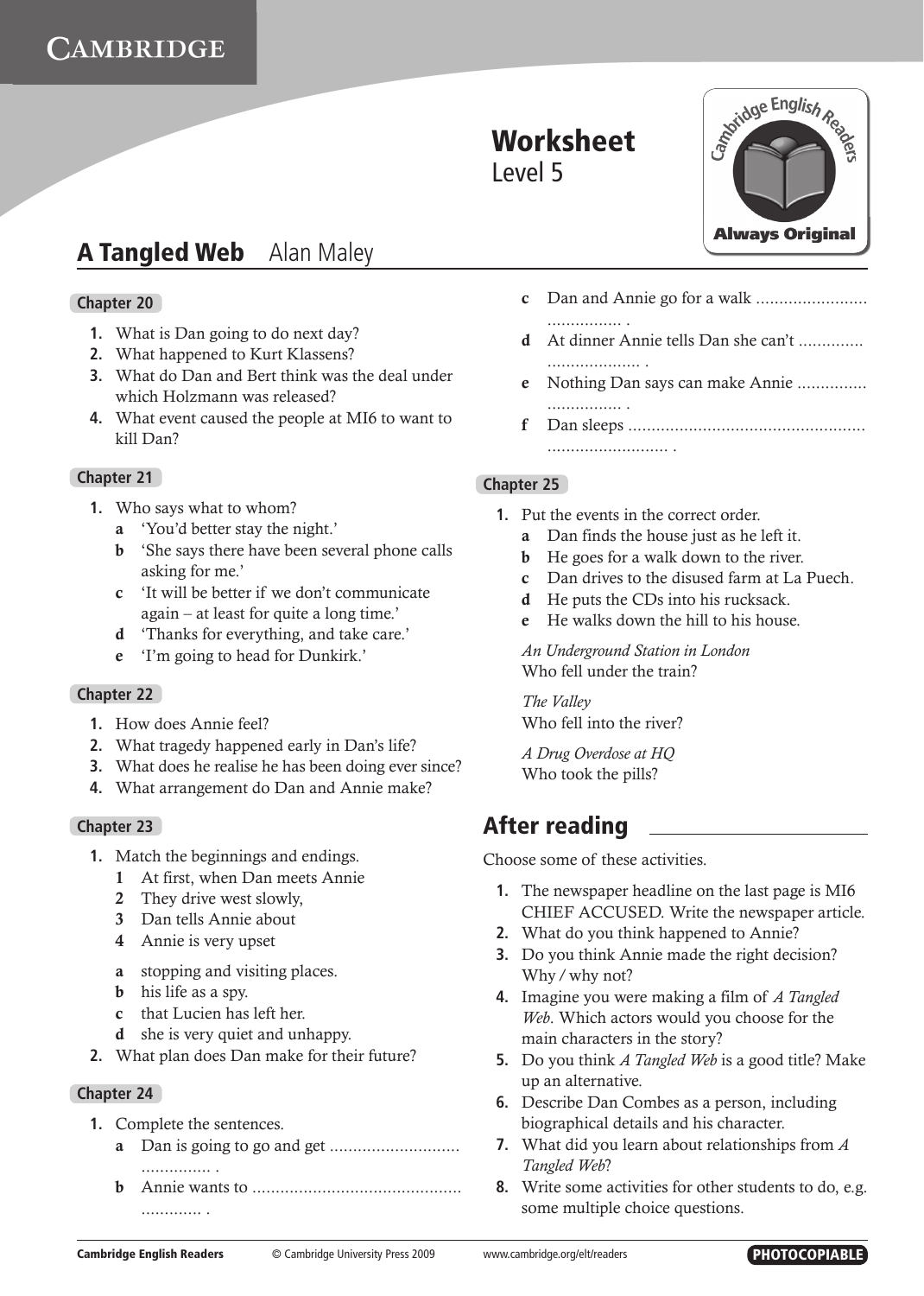# Worksheet
Level 5

## A Tangled Web   Alan Maley

### Chapter 20

1. What is Dan going to do next day?
2. What happened to Kurt Klassens?
3. What do Dan and Bert think was the deal under which Holzmann was released?
4. What event caused the people at MI6 to want to kill Dan?

### Chapter 21

1. Who says what to whom?
   - **a** 'You'd better stay the night.'
   - **b** 'She says there have been several phone calls asking for me.'
   - **c** 'It will be better if we don't communicate again – at least for quite a long time.'
   - **d** 'Thanks for everything, and take care.'
   - **e** 'I'm going to head for Dunkirk.'

### Chapter 22

1. How does Annie feel?
2. What tragedy happened early in Dan's life?
3. What does he realise he has been doing ever since?
4. What arrangement do Dan and Annie make?

### Chapter 23

1. Match the beginnings and endings.
   - **1** At first, when Dan meets Annie
   - **2** They drive west slowly,
   - **3** Dan tells Annie about
   - **4** Annie is very upset

   - **a** stopping and visiting places.
   - **b** his life as a spy.
   - **c** that Lucien has left her.
   - **d** she is very quiet and unhappy.
2. What plan does Dan make for their future?

### Chapter 24

1. Complete the sentences.
   - **a** Dan is going to go and get ............................................ .
   - **b** Annie wants to ......................................................... .
   - **c** Dan and Annie go for a walk ........................................ .
   - **d** At dinner Annie tells Dan she can't ................................ .
   - **e** Nothing Dan says can make Annie .................................. .
   - **f** Dan sleeps .......................................................................... .

### Chapter 25

1. Put the events in the correct order.
   - **a** Dan finds the house just as he left it.
   - **b** He goes for a walk down to the river.
   - **c** Dan drives to the disused farm at La Puech.
   - **d** He puts the CDs into his rucksack.
   - **e** He walks down the hill to his house.

*An Underground Station in London*
Who fell under the train?

*The Valley*
Who fell into the river?

*A Drug Overdose at HQ*
Who took the pills?

## After reading

Choose some of these activities.

1. The newspaper headline on the last page is MI6 CHIEF ACCUSED. Write the newspaper article.
2. What do you think happened to Annie?
3. Do you think Annie made the right decision? Why / why not?
4. Imagine you were making a film of *A Tangled Web*. Which actors would you choose for the main characters in the story?
5. Do you think *A Tangled Web* is a good title? Make up an alternative.
6. Describe Dan Combes as a person, including biographical details and his character.
7. What did you learn about relationships from *A Tangled Web*?
8. Write some activities for other students to do, e.g. some multiple choice questions.